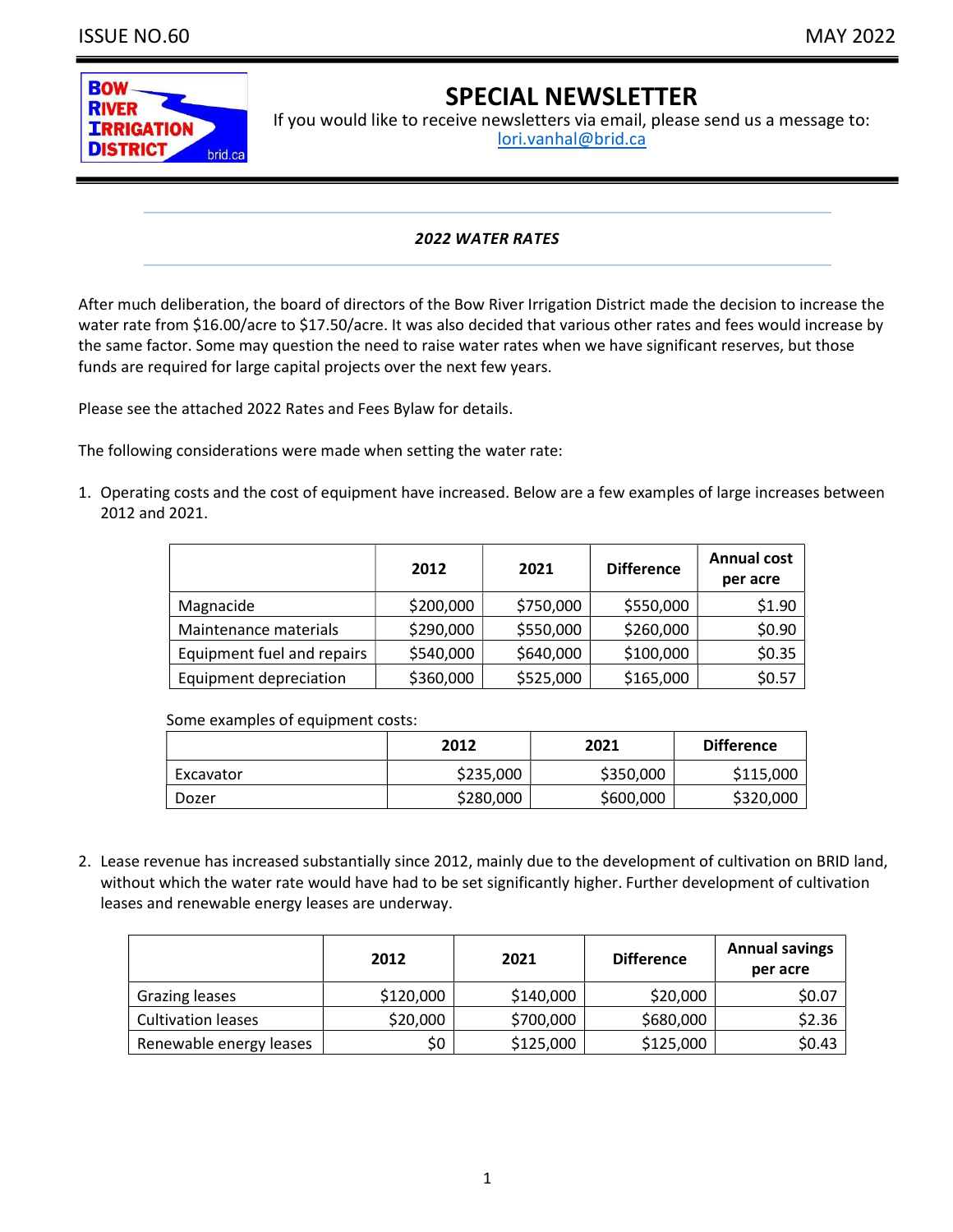ISSUE NO.60 MAY 2022

BOW RIVER IRRIGATION DISTRICT brid.ca

# SPECIAL NEWSLETTER

If you would like to receive newsletters via email, please send us a message to: lori.vanhal@brid.ca

## *2022 WATER RATES*

After much deliberation, the board of directors of the Bow River Irrigation District made the decision to increase the water rate from $16.00/acre to $17.50/acre. It was also decided that various other rates and fees would increase by the same factor. Some may question the need to raise water rates when we have significant reserves, but those funds are required for large capital projects over the next few years.

Please see the attached 2022 Rates and Fees Bylaw for details.

The following considerations were made when setting the water rate:

1. Operating costs and the cost of equipment have increased. Below are a few examples of large increases between 2012 and 2021.

| | 2012 | 2021 | Difference | Annual cost per acre |
|---|---|---|---|---|
| Magnacide | $200,000 | $750,000 | $550,000 | $1.90 |
| Maintenance materials | $290,000 | $550,000 | $260,000 | $0.90 |
| Equipment fuel and repairs | $540,000 | $640,000 | $100,000 | $0.35 |
| Equipment depreciation | $360,000 | $525,000 | $165,000 | $0.57 |

Some examples of equipment costs:

| | 2012 | 2021 | Difference |
|---|---|---|---|
| Excavator | $235,000 | $350,000 | $115,000 |
| Dozer | $280,000 | $600,000 | $320,000 |

2. Lease revenue has increased substantially since 2012, mainly due to the development of cultivation on BRID land, without which the water rate would have had to be set significantly higher. Further development of cultivation leases and renewable energy leases are underway.

| | 2012 | 2021 | Difference | Annual savings per acre |
|---|---|---|---|---|
| Grazing leases | $120,000 | $140,000 | $20,000 | $0.07 |
| Cultivation leases | $20,000 | $700,000 | $680,000 | $2.36 |
| Renewable energy leases | $0 | $125,000 | $125,000 | $0.43 |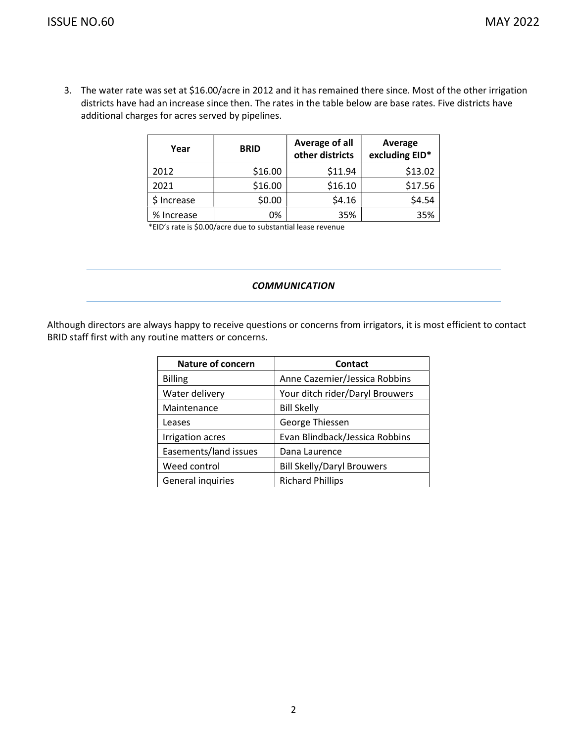3. The water rate was set at $16.00/acre in 2012 and it has remained there since. Most of the other irrigation districts have had an increase since then. The rates in the table below are base rates. Five districts have additional charges for acres served by pipelines.

| Year | BRID | Average of all other districts | Average excluding EID* |
|---|---|---|---|
| 2012 | $16.00 | $11.94 | $13.02 |
| 2021 | $16.00 | $16.10 | $17.56 |
| $ Increase | $0.00 | $4.16 | $4.54 |
| % Increase | 0% | 35% | 35% |

*EID's rate is $0.00/acre due to substantial lease revenue

### *COMMUNICATION*

Although directors are always happy to receive questions or concerns from irrigators, it is most efficient to contact BRID staff first with any routine matters or concerns.

| Nature of concern | Contact |
|---|---|
| Billing | Anne Cazemier/Jessica Robbins |
| Water delivery | Your ditch rider/Daryl Brouwers |
| Maintenance | Bill Skelly |
| Leases | George Thiessen |
| Irrigation acres | Evan Blindback/Jessica Robbins |
| Easements/land issues | Dana Laurence |
| Weed control | Bill Skelly/Daryl Brouwers |
| General inquiries | Richard Phillips |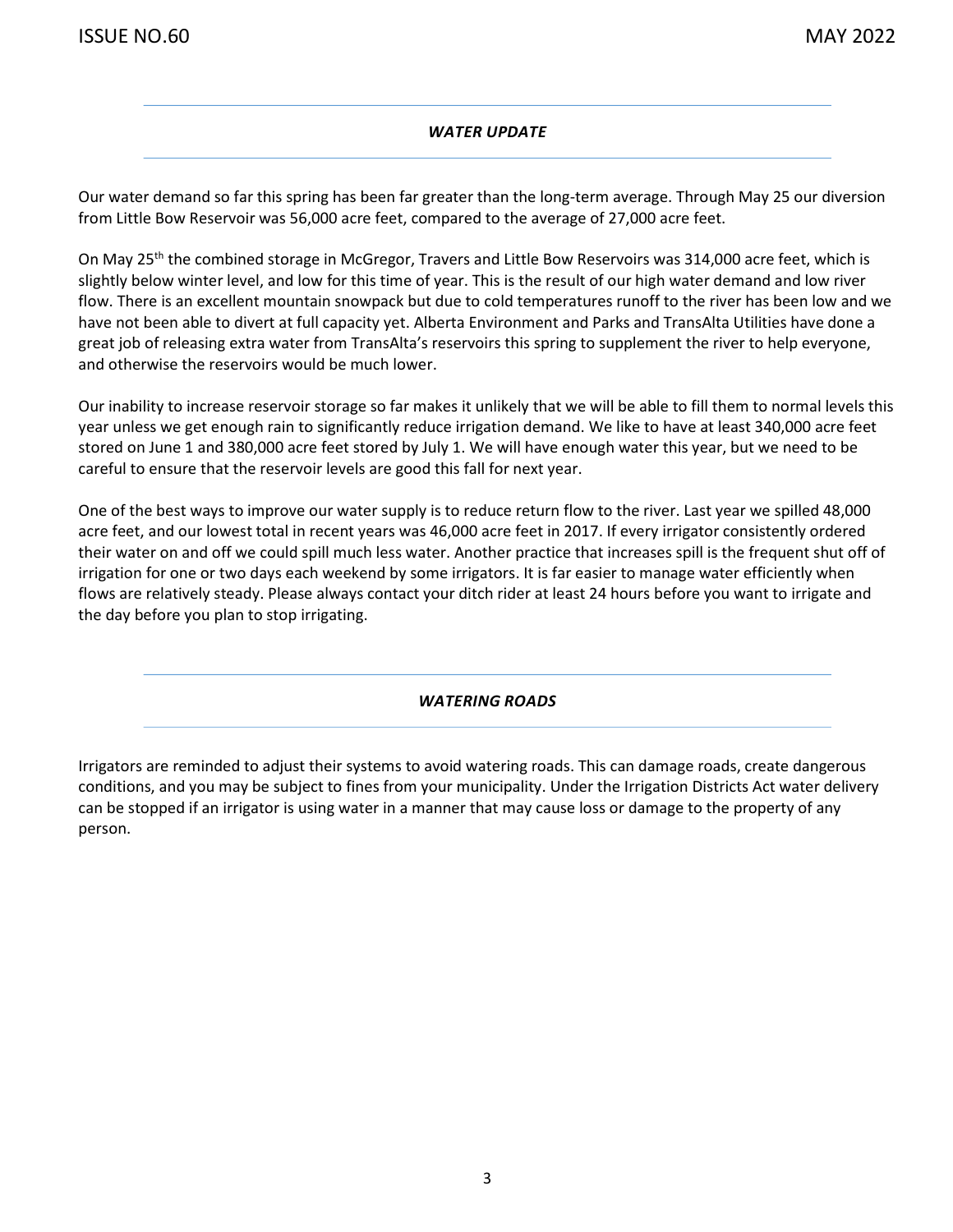## *WATER UPDATE*

Our water demand so far this spring has been far greater than the long-term average. Through May 25 our diversion from Little Bow Reservoir was 56,000 acre feet, compared to the average of 27,000 acre feet.

On May 25th the combined storage in McGregor, Travers and Little Bow Reservoirs was 314,000 acre feet, which is slightly below winter level, and low for this time of year. This is the result of our high water demand and low river flow. There is an excellent mountain snowpack but due to cold temperatures runoff to the river has been low and we have not been able to divert at full capacity yet. Alberta Environment and Parks and TransAlta Utilities have done a great job of releasing extra water from TransAlta's reservoirs this spring to supplement the river to help everyone, and otherwise the reservoirs would be much lower.

Our inability to increase reservoir storage so far makes it unlikely that we will be able to fill them to normal levels this year unless we get enough rain to significantly reduce irrigation demand. We like to have at least 340,000 acre feet stored on June 1 and 380,000 acre feet stored by July 1. We will have enough water this year, but we need to be careful to ensure that the reservoir levels are good this fall for next year.

One of the best ways to improve our water supply is to reduce return flow to the river. Last year we spilled 48,000 acre feet, and our lowest total in recent years was 46,000 acre feet in 2017. If every irrigator consistently ordered their water on and off we could spill much less water. Another practice that increases spill is the frequent shut off of irrigation for one or two days each weekend by some irrigators. It is far easier to manage water efficiently when flows are relatively steady. Please always contact your ditch rider at least 24 hours before you want to irrigate and the day before you plan to stop irrigating.

## *WATERING ROADS*

Irrigators are reminded to adjust their systems to avoid watering roads. This can damage roads, create dangerous conditions, and you may be subject to fines from your municipality. Under the Irrigation Districts Act water delivery can be stopped if an irrigator is using water in a manner that may cause loss or damage to the property of any person.